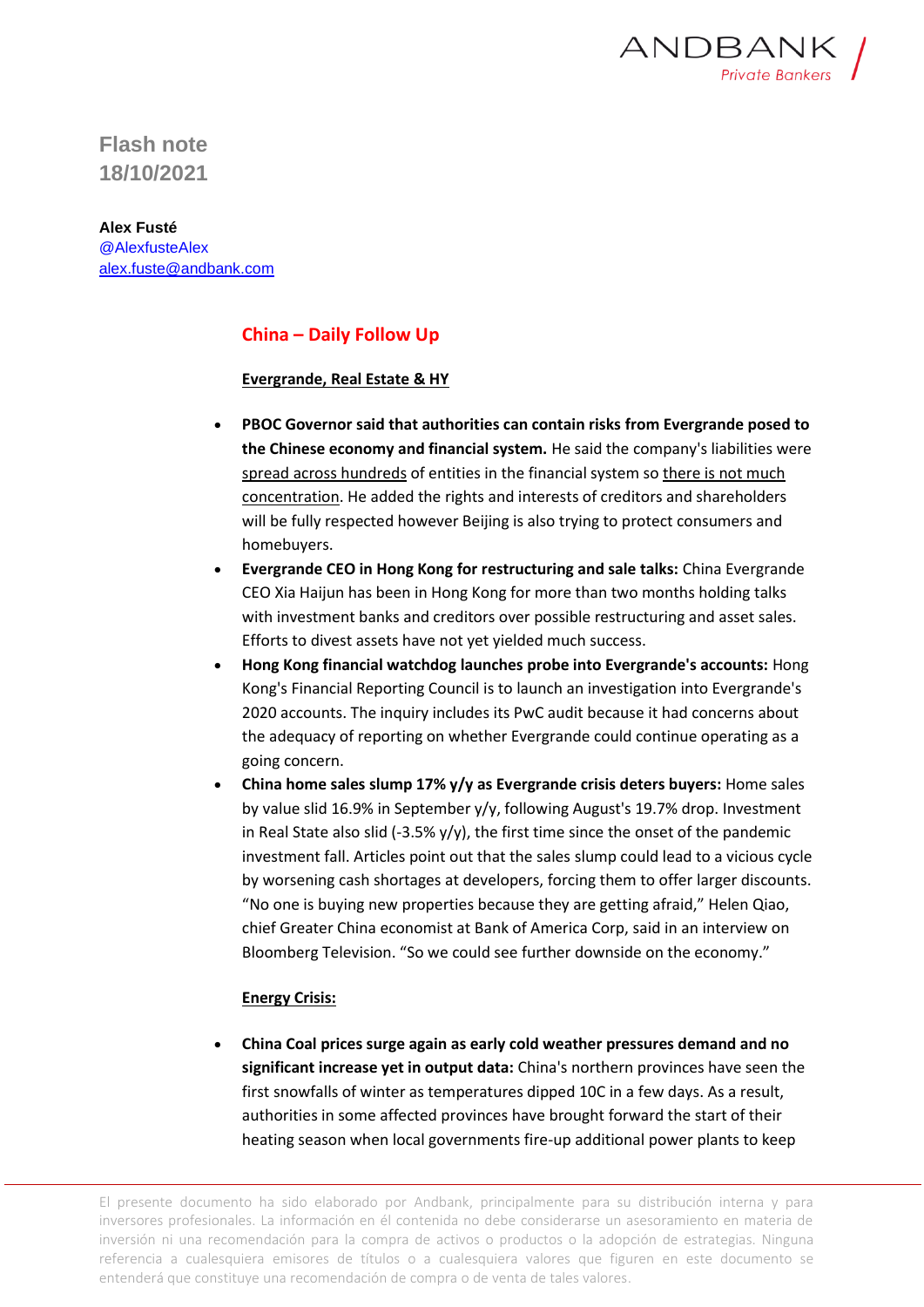ANDBANK
Private Bankers

# Flash note
18/10/2021

**Alex Fusté**
@AlexfusteAlex
alex.fuste@andbank.com

## China – Daily Follow Up

**Evergrande, Real Estate & HY**

- **PBOC Governor said that authorities can contain risks from Evergrande posed to the Chinese economy and financial system.** He said the company's liabilities were spread across hundreds of entities in the financial system so there is not much concentration. He added the rights and interests of creditors and shareholders will be fully respected however Beijing is also trying to protect consumers and homebuyers.
- **Evergrande CEO in Hong Kong for restructuring and sale talks:** China Evergrande CEO Xia Haijun has been in Hong Kong for more than two months holding talks with investment banks and creditors over possible restructuring and asset sales. Efforts to divest assets have not yet yielded much success.
- **Hong Kong financial watchdog launches probe into Evergrande's accounts:** Hong Kong's Financial Reporting Council is to launch an investigation into Evergrande's 2020 accounts. The inquiry includes its PwC audit because it had concerns about the adequacy of reporting on whether Evergrande could continue operating as a going concern.
- **China home sales slump 17% y/y as Evergrande crisis deters buyers:** Home sales by value slid 16.9% in September y/y, following August's 19.7% drop. Investment in Real State also slid (-3.5% y/y), the first time since the onset of the pandemic investment fall. Articles point out that the sales slump could lead to a vicious cycle by worsening cash shortages at developers, forcing them to offer larger discounts. "No one is buying new properties because they are getting afraid," Helen Qiao, chief Greater China economist at Bank of America Corp, said in an interview on Bloomberg Television. "So we could see further downside on the economy."

**Energy Crisis:**

- **China Coal prices surge again as early cold weather pressures demand and no significant increase yet in output data:** China's northern provinces have seen the first snowfalls of winter as temperatures dipped 10C in a few days. As a result, authorities in some affected provinces have brought forward the start of their heating season when local governments fire-up additional power plants to keep

El presente documento ha sido elaborado por Andbank, principalmente para su distribución interna y para inversores profesionales. La información en él contenida no debe considerarse un asesoramiento en materia de inversión ni una recomendación para la compra de activos o productos o la adopción de estrategias. Ninguna referencia a cualesquiera emisores de títulos o a cualesquiera valores que figuren en este documento se entenderá que constituye una recomendación de compra o de venta de tales valores.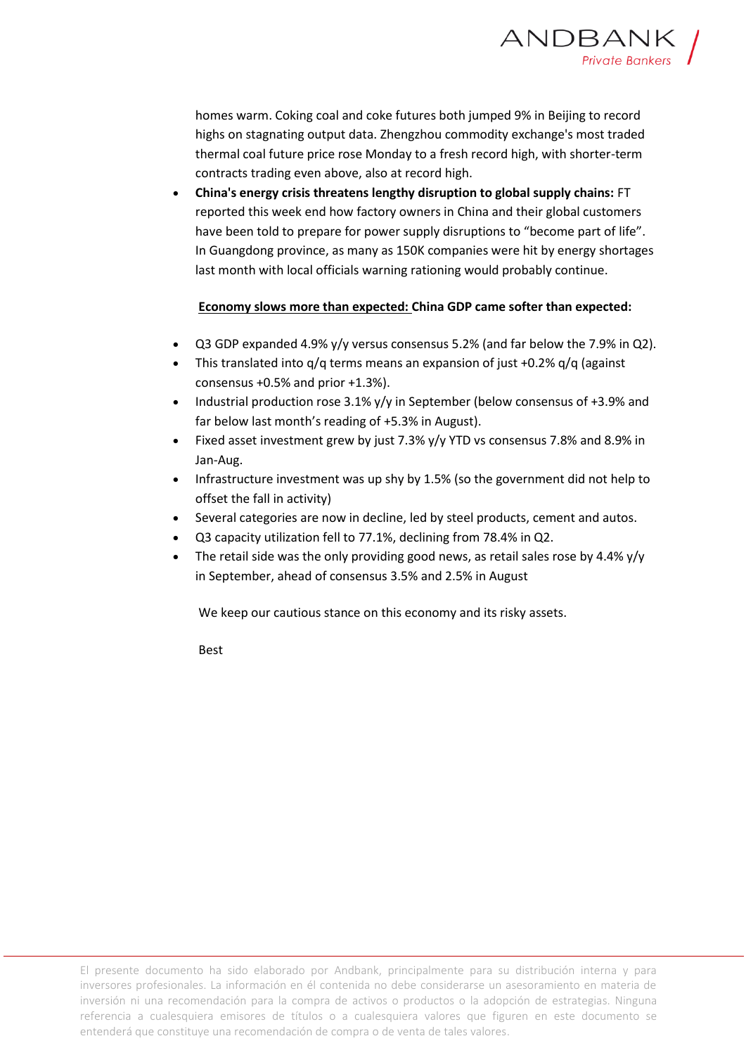homes warm. Coking coal and coke futures both jumped 9% in Beijing to record highs on stagnating output data. Zhengzhou commodity exchange's most traded thermal coal future price rose Monday to a fresh record high, with shorter-term contracts trading even above, also at record high.

- **China's energy crisis threatens lengthy disruption to global supply chains:** FT reported this week end how factory owners in China and their global customers have been told to prepare for power supply disruptions to "become part of life". In Guangdong province, as many as 150K companies were hit by energy shortages last month with local officials warning rationing would probably continue.

**Economy slows more than expected: China GDP came softer than expected:**

- Q3 GDP expanded 4.9% y/y versus consensus 5.2% (and far below the 7.9% in Q2).
- This translated into q/q terms means an expansion of just +0.2% q/q (against consensus +0.5% and prior +1.3%).
- Industrial production rose 3.1% y/y in September (below consensus of +3.9% and far below last month's reading of +5.3% in August).
- Fixed asset investment grew by just 7.3% y/y YTD vs consensus 7.8% and 8.9% in Jan-Aug.
- Infrastructure investment was up shy by 1.5% (so the government did not help to offset the fall in activity)
- Several categories are now in decline, led by steel products, cement and autos.
- Q3 capacity utilization fell to 77.1%, declining from 78.4% in Q2.
- The retail side was the only providing good news, as retail sales rose by 4.4% y/y in September, ahead of consensus 3.5% and 2.5% in August

We keep our cautious stance on this economy and its risky assets.

Best

El presente documento ha sido elaborado por Andbank, principalmente para su distribución interna y para inversores profesionales. La información en él contenida no debe considerarse un asesoramiento en materia de inversión ni una recomendación para la compra de activos o productos o la adopción de estrategias. Ninguna referencia a cualesquiera emisores de títulos o a cualesquiera valores que figuren en este documento se entenderá que constituye una recomendación de compra o de venta de tales valores.